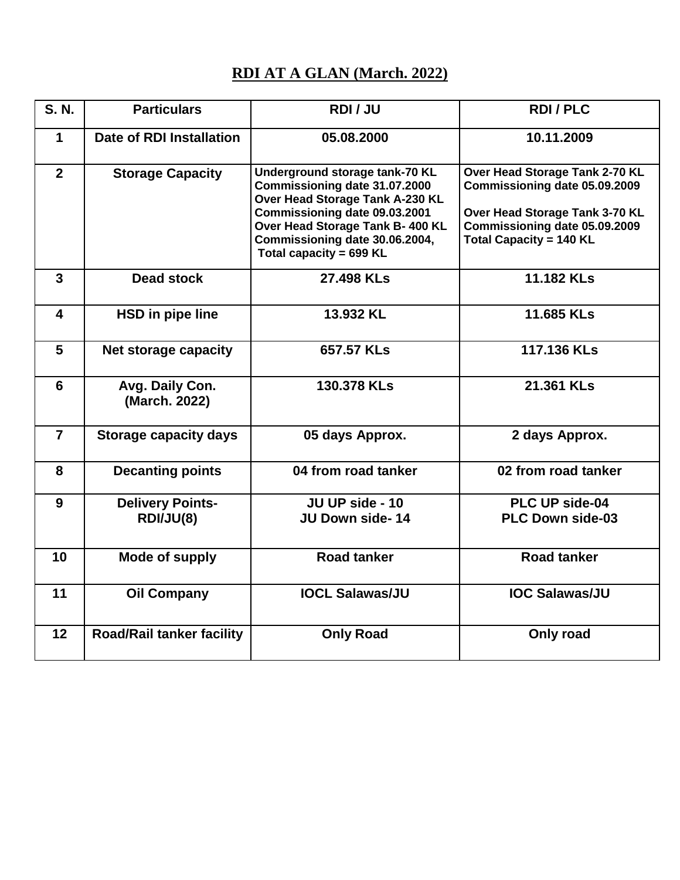# RDI AT A GLAN (March. 2022)

| S. N. | Particulars | RDI / JU | RDI / PLC |
|---|---|---|---|
| 1 | Date of RDI Installation | 05.08.2000 | 10.11.2009 |
| 2 | Storage Capacity | Underground storage tank-70 KL<br>Commissioning date 31.07.2000<br>Over Head Storage Tank A-230 KL<br>Commissioning date 09.03.2001<br>Over Head Storage Tank B- 400 KL<br>Commissioning date 30.06.2004,<br>Total capacity = 699 KL | Over Head Storage Tank 2-70 KL<br>Commissioning date 05.09.2009<br><br>Over Head Storage Tank 3-70 KL<br>Commissioning date 05.09.2009<br>Total Capacity = 140 KL |
| 3 | Dead stock | 27.498 KLs | 11.182 KLs |
| 4 | HSD in pipe line | 13.932 KL | 11.685 KLs |
| 5 | Net storage capacity | 657.57 KLs | 117.136 KLs |
| 6 | Avg. Daily Con. (March. 2022) | 130.378 KLs | 21.361 KLs |
| 7 | Storage capacity days | 05 days Approx. | 2 days Approx. |
| 8 | Decanting points | 04 from road tanker | 02 from road tanker |
| 9 | Delivery Points- RDI/JU(8) | JU UP side - 10<br>JU Down side- 14 | PLC UP side-04<br>PLC Down side-03 |
| 10 | Mode of supply | Road tanker | Road tanker |
| 11 | Oil Company | IOCL Salawas/JU | IOC Salawas/JU |
| 12 | Road/Rail tanker facility | Only Road | Only road |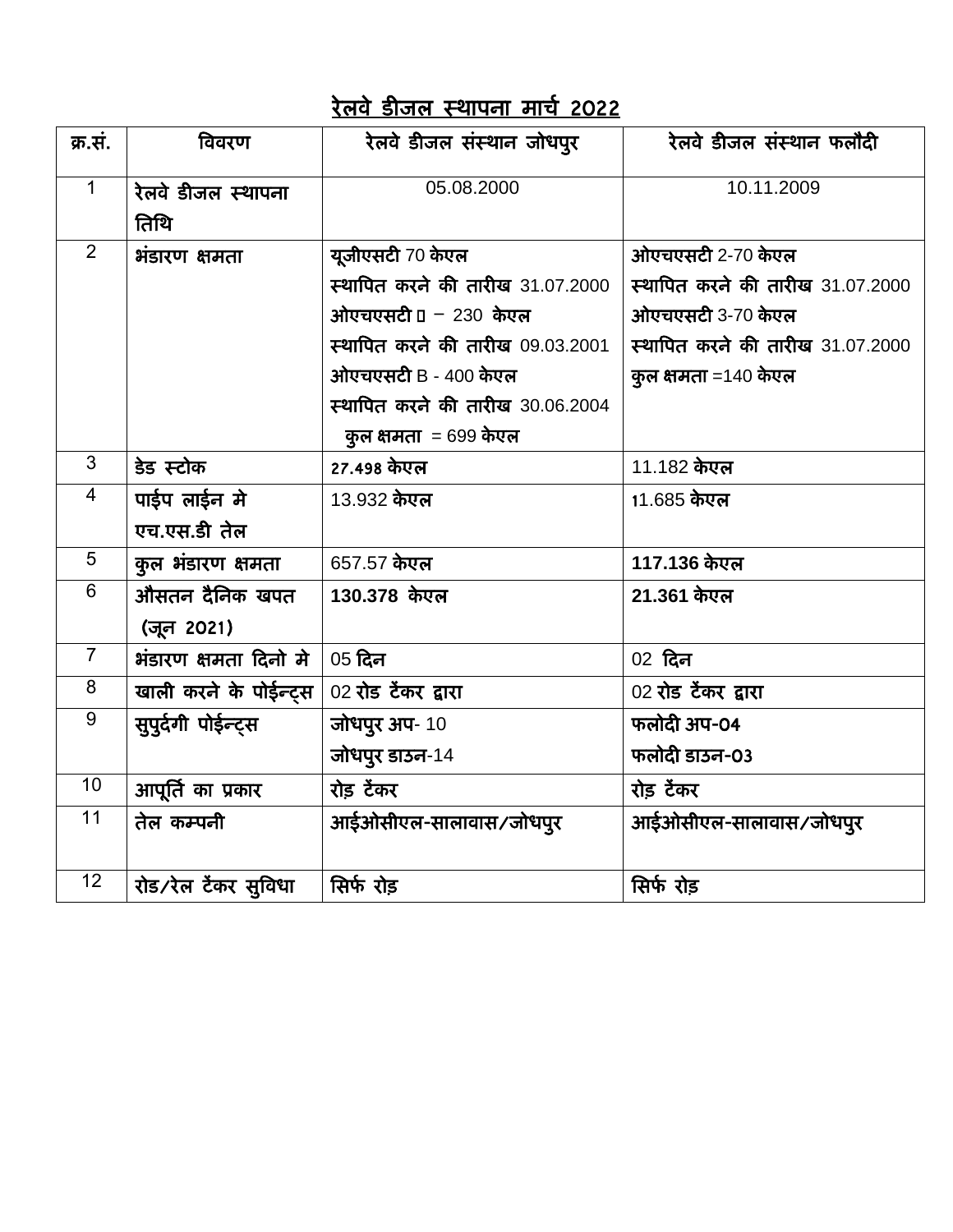# रेलवे डीजल स्थापना मार्च 2022

| क्र.सं. | विवरण | रेलवे डीजल संस्थान जोधपुर | रेलवे डीजल संस्थान फलौदी |
|---|---|---|---|
| 1 | रेलवे डीजल स्थापना तिथि | 05.08.2000 | 10.11.2009 |
| 2 | भंडारण क्षमता | यूजीएसटी 70 केएल<br>स्थापित करने की तारीख 31.07.2000<br>ओएचएसटी ▯ – 230 केएल<br>स्थापित करने की तारीख 09.03.2001<br>ओएचएसटी B - 400 केएल<br>स्थापित करने की तारीख 30.06.2004<br>कुल क्षमता = 699 केएल | ओएचएसटी 2-70 केएल<br>स्थापित करने की तारीख 31.07.2000<br>ओएचएसटी 3-70 केएल<br>स्थापित करने की तारीख 31.07.2000<br>कुल क्षमता =140 केएल |
| 3 | डेड स्टोक | 27.498 केएल | 11.182 केएल |
| 4 | पाईप लाईन मे एच.एस.डी तेल | 13.932 केएल | 11.685 केएल |
| 5 | कुल भंडारण क्षमता | 657.57 केएल | **117.136 केएल** |
| 6 | औसतन दैनिक खपत (जून 2021) | **130.378 केएल** | **21.361 केएल** |
| 7 | भंडारण क्षमता दिनो मे | 05 दिन | 02 दिन |
| 8 | खाली करने के पोईन्ट्स | 02 रोड टैंकर द्वारा | 02 रोड टैंकर द्वारा |
| 9 | सुपुर्दगी पोईन्ट्स | जोधपुर अप- 10<br>जोधपुर डाउन-14 | फलोदी अप-04<br>फलोदी डाउन-03 |
| 10 | आपूर्ति का प्रकार | रोड़ टैंकर | रोड़ टैंकर |
| 11 | तेल कम्पनी | आईओसीएल-सालावास/जोधपुर | आईओसीएल-सालावास/जोधपुर |
| 12 | रोड/रेल टैंकर सुविधा | सिर्फ रोड़ | सिर्फ रोड़ |